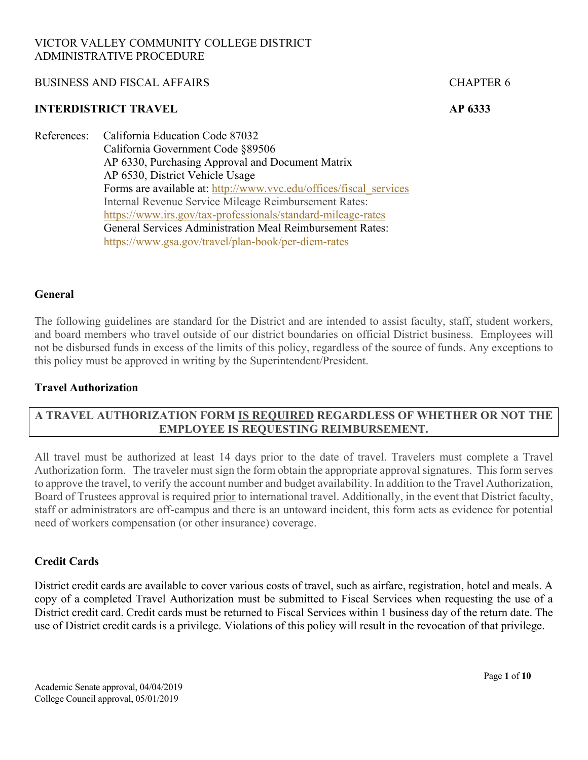VICTOR VALLEY COMMUNITY COLLEGE DISTRICT
ADMINISTRATIVE PROCEDURE

BUSINESS AND FISCAL AFFAIRS CHAPTER 6

# INTERDISTRICT TRAVEL AP 6333

References:
- California Education Code 87032
- California Government Code §89506
- AP 6330, Purchasing Approval and Document Matrix
- AP 6530, District Vehicle Usage
- Forms are available at: http://www.vvc.edu/offices/fiscal_services
- Internal Revenue Service Mileage Reimbursement Rates: https://www.irs.gov/tax-professionals/standard-mileage-rates
- General Services Administration Meal Reimbursement Rates: https://www.gsa.gov/travel/plan-book/per-diem-rates

## General

The following guidelines are standard for the District and are intended to assist faculty, staff, student workers, and board members who travel outside of our district boundaries on official District business. Employees will not be disbursed funds in excess of the limits of this policy, regardless of the source of funds. Any exceptions to this policy must be approved in writing by the Superintendent/President.

## Travel Authorization

**A TRAVEL AUTHORIZATION FORM IS REQUIRED REGARDLESS OF WHETHER OR NOT THE EMPLOYEE IS REQUESTING REIMBURSEMENT.**

All travel must be authorized at least 14 days prior to the date of travel. Travelers must complete a Travel Authorization form. The traveler must sign the form obtain the appropriate approval signatures. This form serves to approve the travel, to verify the account number and budget availability. In addition to the Travel Authorization, Board of Trustees approval is required prior to international travel. Additionally, in the event that District faculty, staff or administrators are off-campus and there is an untoward incident, this form acts as evidence for potential need of workers compensation (or other insurance) coverage.

## Credit Cards

District credit cards are available to cover various costs of travel, such as airfare, registration, hotel and meals. A copy of a completed Travel Authorization must be submitted to Fiscal Services when requesting the use of a District credit card. Credit cards must be returned to Fiscal Services within 1 business day of the return date. The use of District credit cards is a privilege. Violations of this policy will result in the revocation of that privilege.

Academic Senate approval, 04/04/2019
College Council approval, 05/01/2019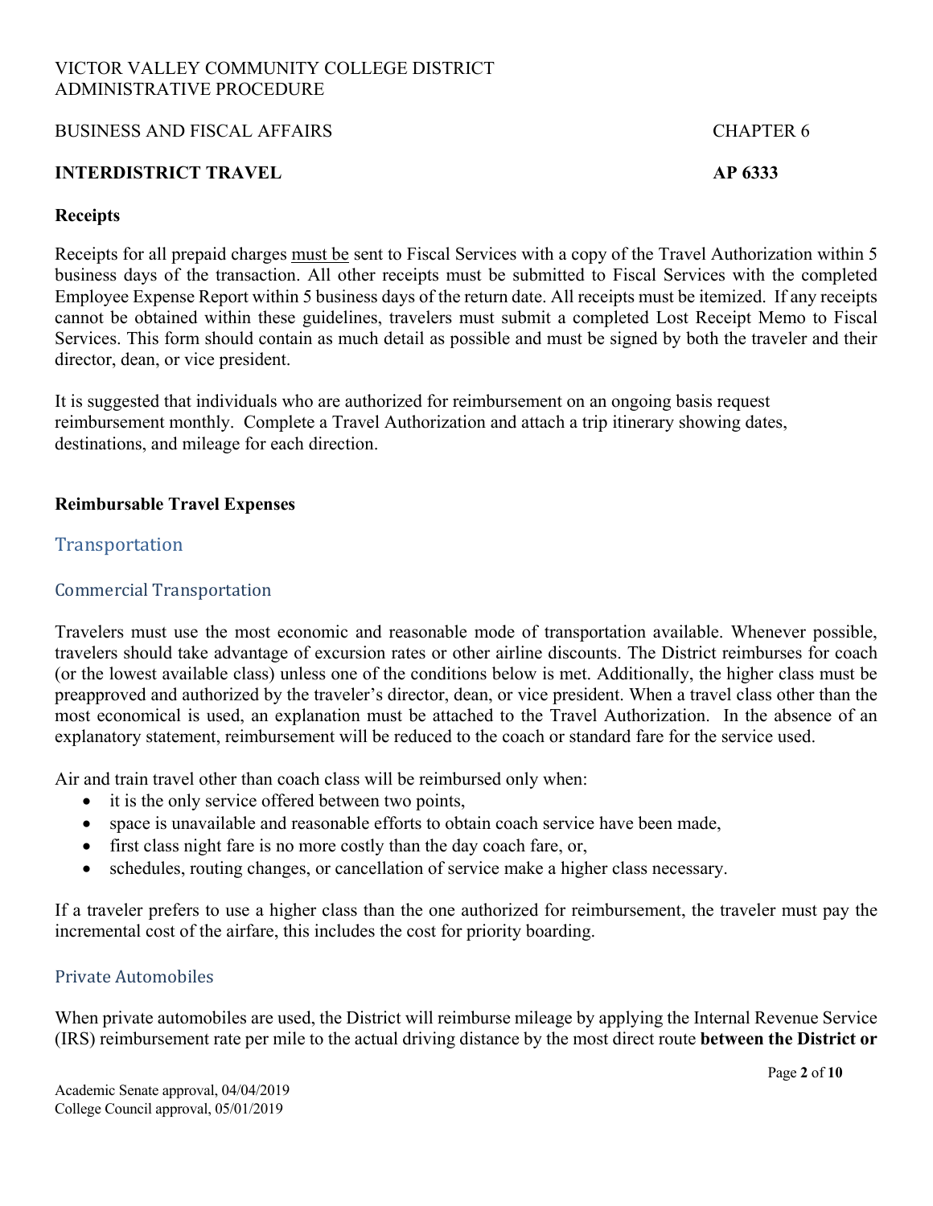## Receipts

Receipts for all prepaid charges must be sent to Fiscal Services with a copy of the Travel Authorization within 5 business days of the transaction. All other receipts must be submitted to Fiscal Services with the completed Employee Expense Report within 5 business days of the return date. All receipts must be itemized. If any receipts cannot be obtained within these guidelines, travelers must submit a completed Lost Receipt Memo to Fiscal Services. This form should contain as much detail as possible and must be signed by both the traveler and their director, dean, or vice president.

It is suggested that individuals who are authorized for reimbursement on an ongoing basis request reimbursement monthly. Complete a Travel Authorization and attach a trip itinerary showing dates, destinations, and mileage for each direction.

## Reimbursable Travel Expenses

### Transportation

#### Commercial Transportation

Travelers must use the most economic and reasonable mode of transportation available. Whenever possible, travelers should take advantage of excursion rates or other airline discounts. The District reimburses for coach (or the lowest available class) unless one of the conditions below is met. Additionally, the higher class must be preapproved and authorized by the traveler's director, dean, or vice president. When a travel class other than the most economical is used, an explanation must be attached to the Travel Authorization. In the absence of an explanatory statement, reimbursement will be reduced to the coach or standard fare for the service used.

Air and train travel other than coach class will be reimbursed only when:

- it is the only service offered between two points,
- space is unavailable and reasonable efforts to obtain coach service have been made,
- first class night fare is no more costly than the day coach fare, or,
- schedules, routing changes, or cancellation of service make a higher class necessary.

If a traveler prefers to use a higher class than the one authorized for reimbursement, the traveler must pay the incremental cost of the airfare, this includes the cost for priority boarding.

#### Private Automobiles

When private automobiles are used, the District will reimburse mileage by applying the Internal Revenue Service (IRS) reimbursement rate per mile to the actual driving distance by the most direct route **between the District or**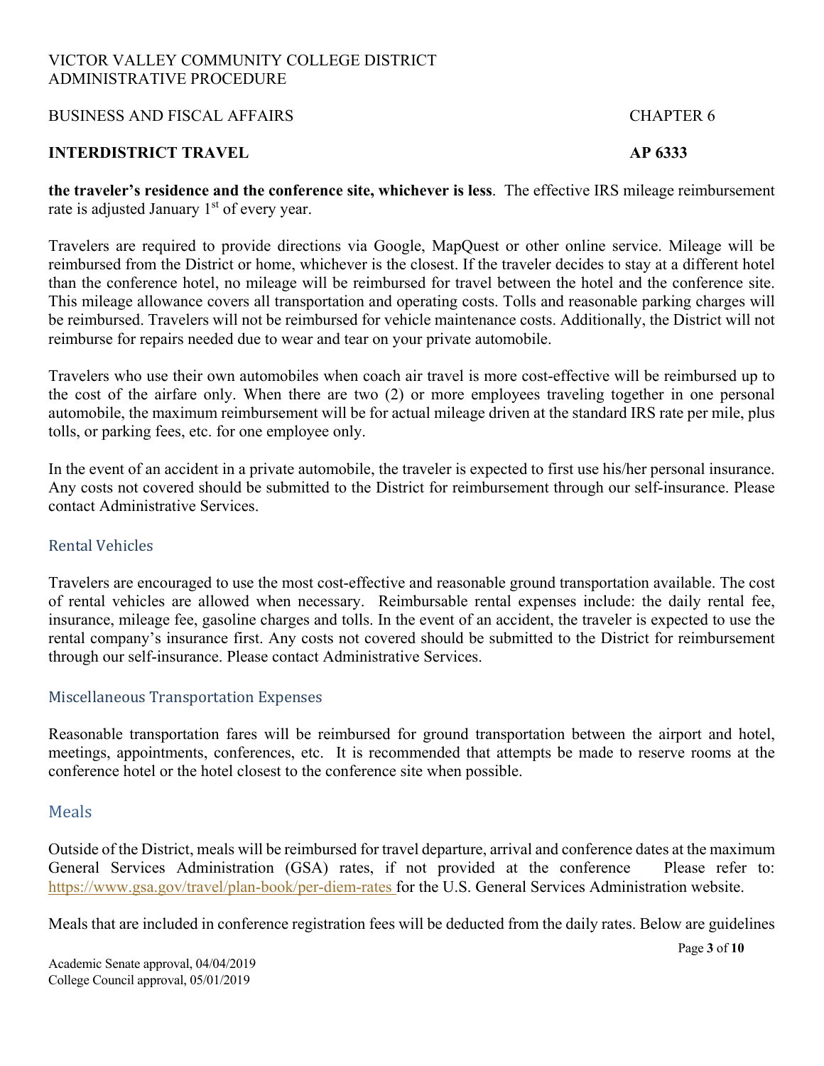**the traveler's residence and the conference site, whichever is less**. The effective IRS mileage reimbursement rate is adjusted January 1st of every year.

Travelers are required to provide directions via Google, MapQuest or other online service. Mileage will be reimbursed from the District or home, whichever is the closest. If the traveler decides to stay at a different hotel than the conference hotel, no mileage will be reimbursed for travel between the hotel and the conference site. This mileage allowance covers all transportation and operating costs. Tolls and reasonable parking charges will be reimbursed. Travelers will not be reimbursed for vehicle maintenance costs. Additionally, the District will not reimburse for repairs needed due to wear and tear on your private automobile.

Travelers who use their own automobiles when coach air travel is more cost-effective will be reimbursed up to the cost of the airfare only. When there are two (2) or more employees traveling together in one personal automobile, the maximum reimbursement will be for actual mileage driven at the standard IRS rate per mile, plus tolls, or parking fees, etc. for one employee only.

In the event of an accident in a private automobile, the traveler is expected to first use his/her personal insurance. Any costs not covered should be submitted to the District for reimbursement through our self-insurance. Please contact Administrative Services.

## Rental Vehicles

Travelers are encouraged to use the most cost-effective and reasonable ground transportation available. The cost of rental vehicles are allowed when necessary. Reimbursable rental expenses include: the daily rental fee, insurance, mileage fee, gasoline charges and tolls. In the event of an accident, the traveler is expected to use the rental company's insurance first. Any costs not covered should be submitted to the District for reimbursement through our self-insurance. Please contact Administrative Services.

## Miscellaneous Transportation Expenses

Reasonable transportation fares will be reimbursed for ground transportation between the airport and hotel, meetings, appointments, conferences, etc. It is recommended that attempts be made to reserve rooms at the conference hotel or the hotel closest to the conference site when possible.

## Meals

Outside of the District, meals will be reimbursed for travel departure, arrival and conference dates at the maximum General Services Administration (GSA) rates, if not provided at the conference Please refer to: https://www.gsa.gov/travel/plan-book/per-diem-rates for the U.S. General Services Administration website.

Meals that are included in conference registration fees will be deducted from the daily rates. Below are guidelines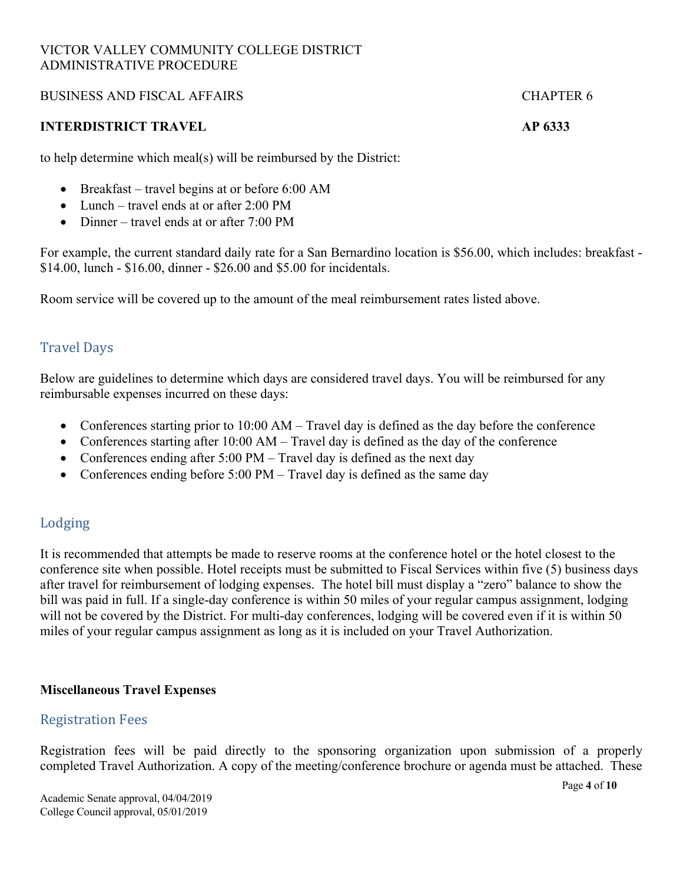to help determine which meal(s) will be reimbursed by the District:

- Breakfast – travel begins at or before 6:00 AM
- Lunch – travel ends at or after 2:00 PM
- Dinner – travel ends at or after 7:00 PM

For example, the current standard daily rate for a San Bernardino location is $56.00, which includes: breakfast - $14.00, lunch - $16.00, dinner - $26.00 and $5.00 for incidentals.

Room service will be covered up to the amount of the meal reimbursement rates listed above.

## Travel Days

Below are guidelines to determine which days are considered travel days. You will be reimbursed for any reimbursable expenses incurred on these days:

- Conferences starting prior to 10:00 AM – Travel day is defined as the day before the conference
- Conferences starting after 10:00 AM – Travel day is defined as the day of the conference
- Conferences ending after 5:00 PM – Travel day is defined as the next day
- Conferences ending before 5:00 PM – Travel day is defined as the same day

## Lodging

It is recommended that attempts be made to reserve rooms at the conference hotel or the hotel closest to the conference site when possible. Hotel receipts must be submitted to Fiscal Services within five (5) business days after travel for reimbursement of lodging expenses. The hotel bill must display a "zero" balance to show the bill was paid in full. If a single-day conference is within 50 miles of your regular campus assignment, lodging will not be covered by the District. For multi-day conferences, lodging will be covered even if it is within 50 miles of your regular campus assignment as long as it is included on your Travel Authorization.

**Miscellaneous Travel Expenses**

## Registration Fees

Registration fees will be paid directly to the sponsoring organization upon submission of a properly completed Travel Authorization. A copy of the meeting/conference brochure or agenda must be attached. These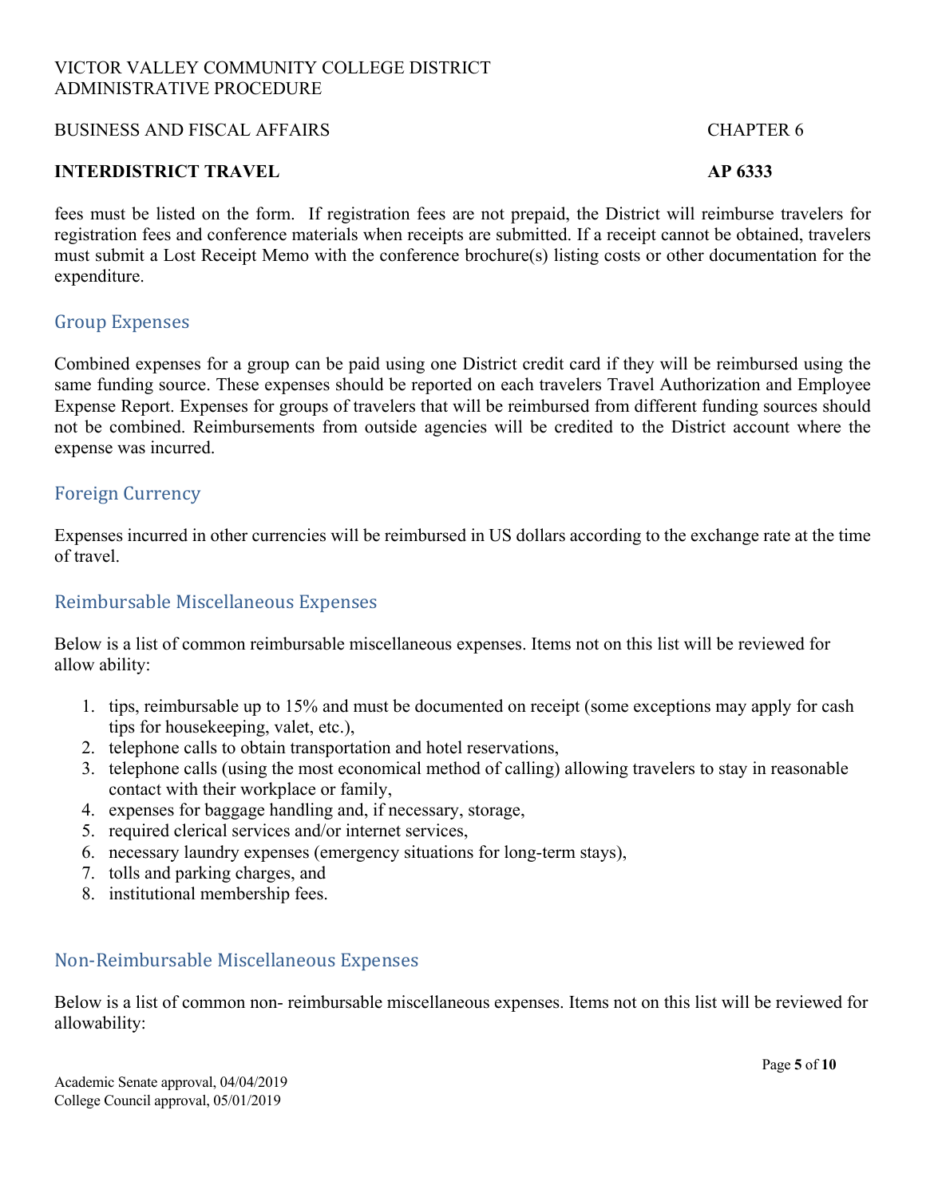fees must be listed on the form.  If registration fees are not prepaid, the District will reimburse travelers for registration fees and conference materials when receipts are submitted. If a receipt cannot be obtained, travelers must submit a Lost Receipt Memo with the conference brochure(s) listing costs or other documentation for the expenditure.

## Group Expenses

Combined expenses for a group can be paid using one District credit card if they will be reimbursed using the same funding source. These expenses should be reported on each travelers Travel Authorization and Employee Expense Report. Expenses for groups of travelers that will be reimbursed from different funding sources should not be combined. Reimbursements from outside agencies will be credited to the District account where the expense was incurred.

## Foreign Currency

Expenses incurred in other currencies will be reimbursed in US dollars according to the exchange rate at the time of travel.

## Reimbursable Miscellaneous Expenses

Below is a list of common reimbursable miscellaneous expenses. Items not on this list will be reviewed for allow ability:

1. tips, reimbursable up to 15% and must be documented on receipt (some exceptions may apply for cash tips for housekeeping, valet, etc.),
2. telephone calls to obtain transportation and hotel reservations,
3. telephone calls (using the most economical method of calling) allowing travelers to stay in reasonable contact with their workplace or family,
4. expenses for baggage handling and, if necessary, storage,
5. required clerical services and/or internet services,
6. necessary laundry expenses (emergency situations for long-term stays),
7. tolls and parking charges, and
8. institutional membership fees.

## Non-Reimbursable Miscellaneous Expenses

Below is a list of common non- reimbursable miscellaneous expenses. Items not on this list will be reviewed for allowability: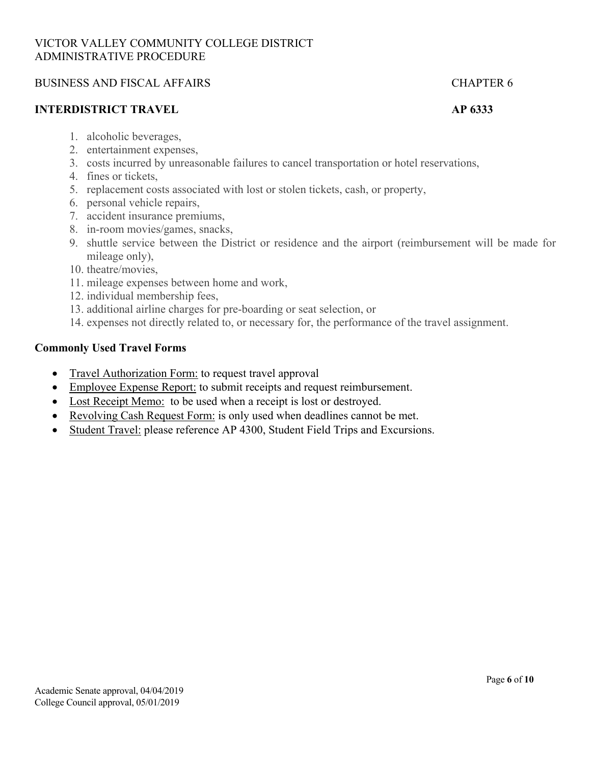1. alcoholic beverages,
2. entertainment expenses,
3. costs incurred by unreasonable failures to cancel transportation or hotel reservations,
4. fines or tickets,
5. replacement costs associated with lost or stolen tickets, cash, or property,
6. personal vehicle repairs,
7. accident insurance premiums,
8. in-room movies/games, snacks,
9. shuttle service between the District or residence and the airport (reimbursement will be made for mileage only),
10. theatre/movies,
11. mileage expenses between home and work,
12. individual membership fees,
13. additional airline charges for pre-boarding or seat selection, or
14. expenses not directly related to, or necessary for, the performance of the travel assignment.

**Commonly Used Travel Forms**

- Travel Authorization Form: to request travel approval
- Employee Expense Report: to submit receipts and request reimbursement.
- Lost Receipt Memo: to be used when a receipt is lost or destroyed.
- Revolving Cash Request Form: is only used when deadlines cannot be met.
- Student Travel: please reference AP 4300, Student Field Trips and Excursions.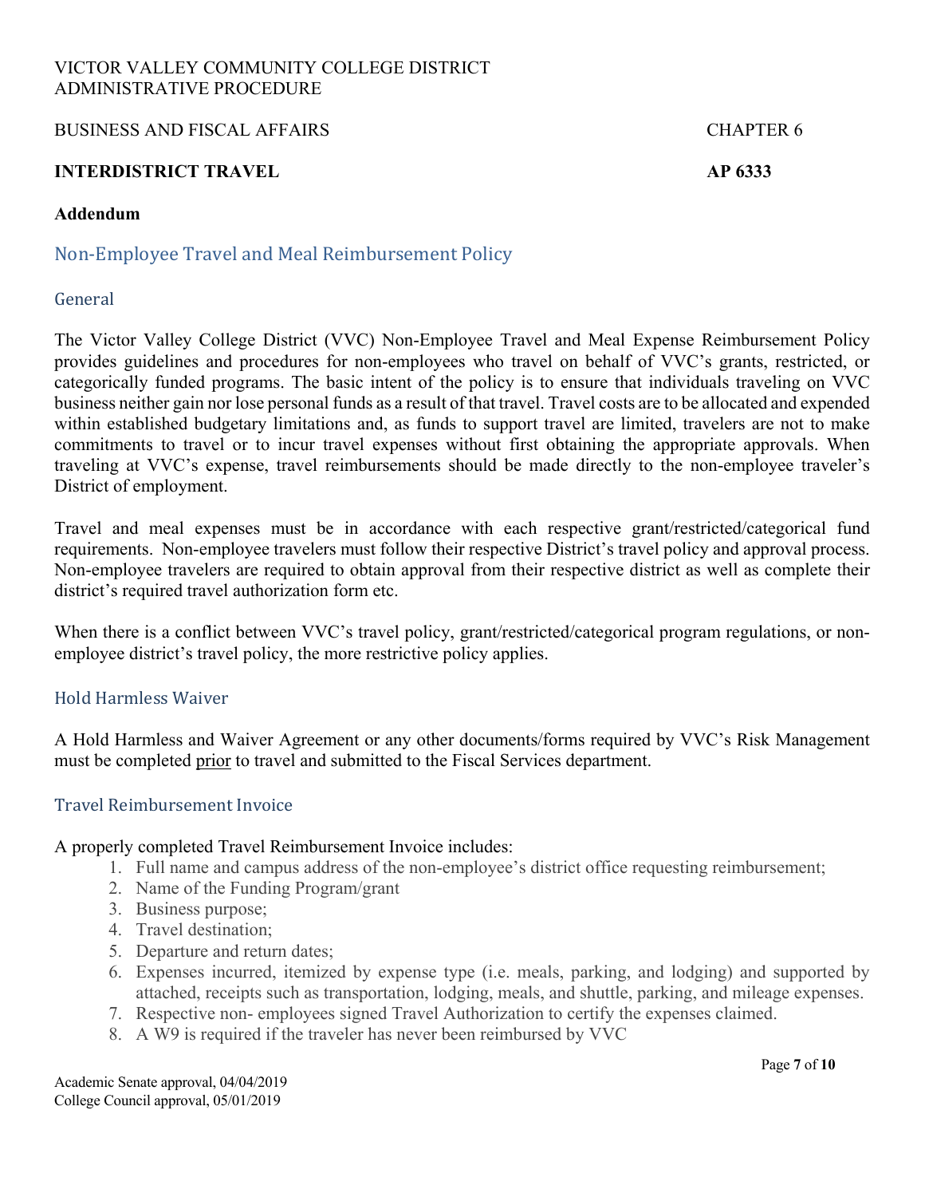VICTOR VALLEY COMMUNITY COLLEGE DISTRICT
ADMINISTRATIVE PROCEDURE

BUSINESS AND FISCAL AFFAIRS CHAPTER 6

**INTERDISTRICT TRAVEL AP 6333**

**Addendum**

## Non-Employee Travel and Meal Reimbursement Policy

### General

The Victor Valley College District (VVC) Non-Employee Travel and Meal Expense Reimbursement Policy provides guidelines and procedures for non-employees who travel on behalf of VVC's grants, restricted, or categorically funded programs. The basic intent of the policy is to ensure that individuals traveling on VVC business neither gain nor lose personal funds as a result of that travel. Travel costs are to be allocated and expended within established budgetary limitations and, as funds to support travel are limited, travelers are not to make commitments to travel or to incur travel expenses without first obtaining the appropriate approvals. When traveling at VVC's expense, travel reimbursements should be made directly to the non-employee traveler's District of employment.

Travel and meal expenses must be in accordance with each respective grant/restricted/categorical fund requirements. Non-employee travelers must follow their respective District's travel policy and approval process. Non-employee travelers are required to obtain approval from their respective district as well as complete their district's required travel authorization form etc.

When there is a conflict between VVC's travel policy, grant/restricted/categorical program regulations, or non-employee district's travel policy, the more restrictive policy applies.

### Hold Harmless Waiver

A Hold Harmless and Waiver Agreement or any other documents/forms required by VVC's Risk Management must be completed <u>prior</u> to travel and submitted to the Fiscal Services department.

### Travel Reimbursement Invoice

A properly completed Travel Reimbursement Invoice includes:

1. Full name and campus address of the non-employee's district office requesting reimbursement;
2. Name of the Funding Program/grant
3. Business purpose;
4. Travel destination;
5. Departure and return dates;
6. Expenses incurred, itemized by expense type (i.e. meals, parking, and lodging) and supported by attached, receipts such as transportation, lodging, meals, and shuttle, parking, and mileage expenses.
7. Respective non- employees signed Travel Authorization to certify the expenses claimed.
8. A W9 is required if the traveler has never been reimbursed by VVC

Academic Senate approval, 04/04/2019
College Council approval, 05/01/2019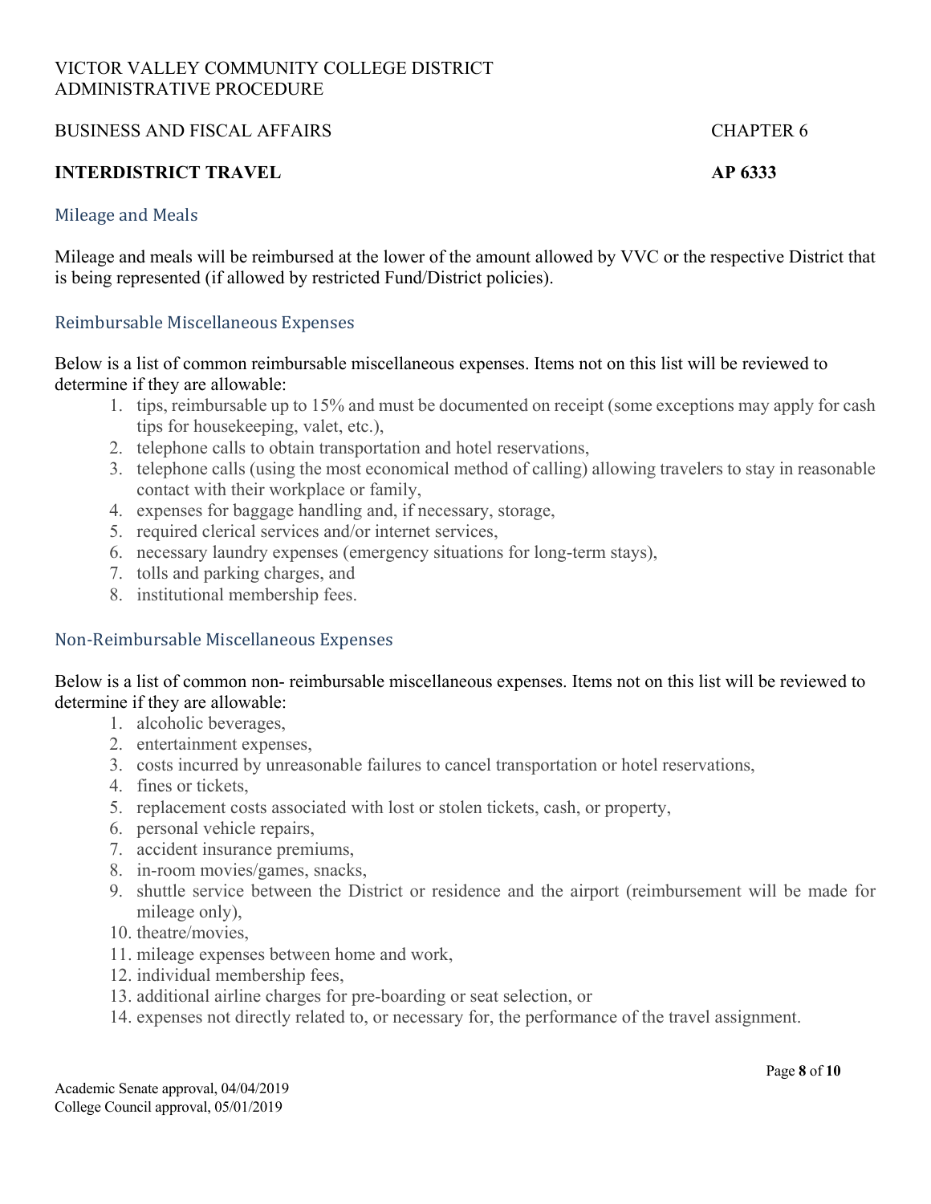VICTOR VALLEY COMMUNITY COLLEGE DISTRICT
ADMINISTRATIVE PROCEDURE

BUSINESS AND FISCAL AFFAIRS CHAPTER 6

**INTERDISTRICT TRAVEL AP 6333**

### Mileage and Meals

Mileage and meals will be reimbursed at the lower of the amount allowed by VVC or the respective District that is being represented (if allowed by restricted Fund/District policies).

### Reimbursable Miscellaneous Expenses

Below is a list of common reimbursable miscellaneous expenses. Items not on this list will be reviewed to determine if they are allowable:

1. tips, reimbursable up to 15% and must be documented on receipt (some exceptions may apply for cash tips for housekeeping, valet, etc.),
2. telephone calls to obtain transportation and hotel reservations,
3. telephone calls (using the most economical method of calling) allowing travelers to stay in reasonable contact with their workplace or family,
4. expenses for baggage handling and, if necessary, storage,
5. required clerical services and/or internet services,
6. necessary laundry expenses (emergency situations for long-term stays),
7. tolls and parking charges, and
8. institutional membership fees.

### Non-Reimbursable Miscellaneous Expenses

Below is a list of common non- reimbursable miscellaneous expenses. Items not on this list will be reviewed to determine if they are allowable:

1. alcoholic beverages,
2. entertainment expenses,
3. costs incurred by unreasonable failures to cancel transportation or hotel reservations,
4. fines or tickets,
5. replacement costs associated with lost or stolen tickets, cash, or property,
6. personal vehicle repairs,
7. accident insurance premiums,
8. in-room movies/games, snacks,
9. shuttle service between the District or residence and the airport (reimbursement will be made for mileage only),
10. theatre/movies,
11. mileage expenses between home and work,
12. individual membership fees,
13. additional airline charges for pre-boarding or seat selection, or
14. expenses not directly related to, or necessary for, the performance of the travel assignment.

Academic Senate approval, 04/04/2019
College Council approval, 05/01/2019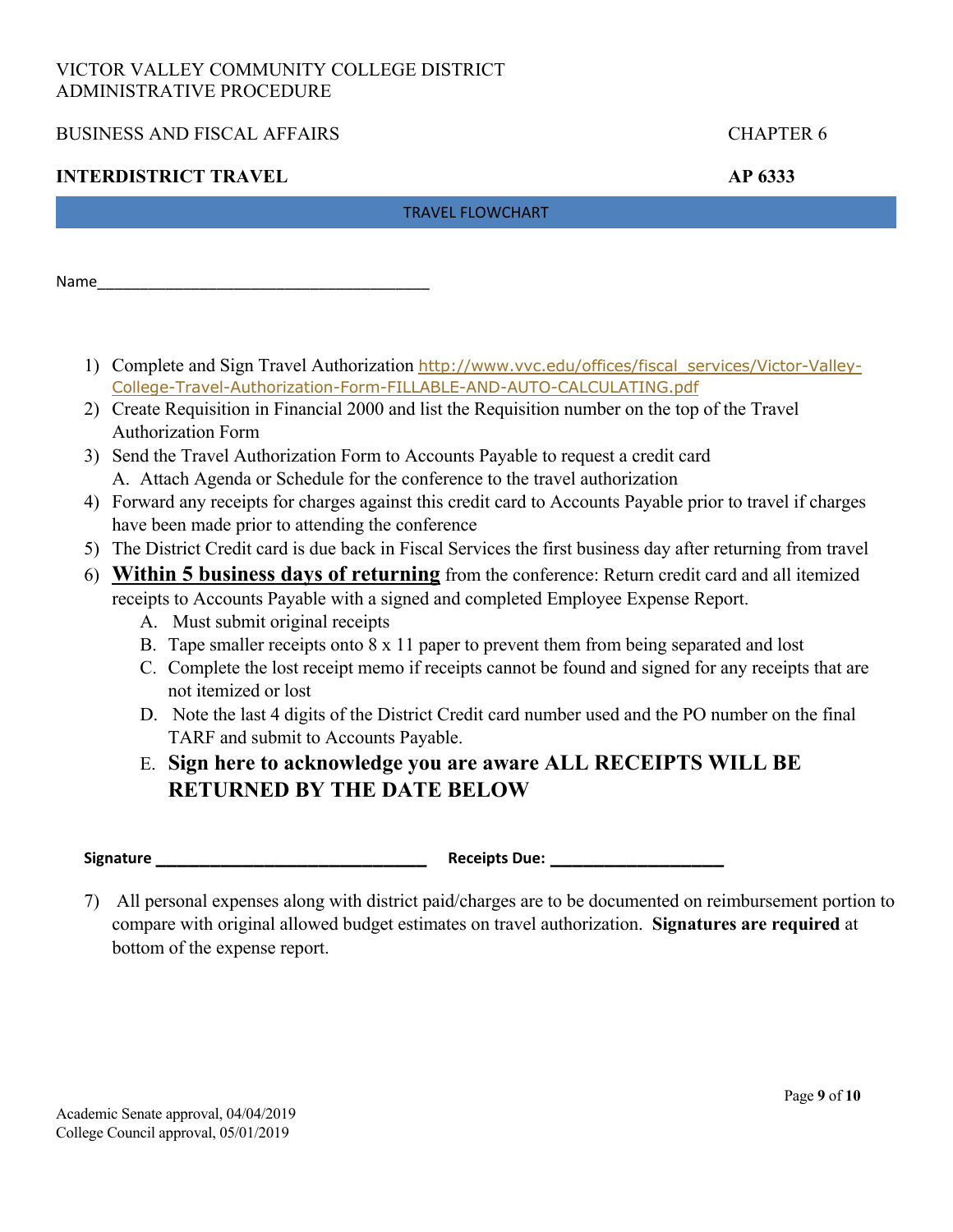VICTOR VALLEY COMMUNITY COLLEGE DISTRICT
ADMINISTRATIVE PROCEDURE

BUSINESS AND FISCAL AFFAIRS — CHAPTER 6

**INTERDISTRICT TRAVEL — AP 6333**

## TRAVEL FLOWCHART

Name________________________________________

1) Complete and Sign Travel Authorization http://www.vvc.edu/offices/fiscal_services/Victor-Valley-College-Travel-Authorization-Form-FILLABLE-AND-AUTO-CALCULATING.pdf
2) Create Requisition in Financial 2000 and list the Requisition number on the top of the Travel Authorization Form
3) Send the Travel Authorization Form to Accounts Payable to request a credit card
   A. Attach Agenda or Schedule for the conference to the travel authorization
4) Forward any receipts for charges against this credit card to Accounts Payable prior to travel if charges have been made prior to attending the conference
5) The District Credit card is due back in Fiscal Services the first business day after returning from travel
6) **<u>Within 5 business days of returning</u>** from the conference: Return credit card and all itemized receipts to Accounts Payable with a signed and completed Employee Expense Report.
   A. Must submit original receipts
   B. Tape smaller receipts onto 8 x 11 paper to prevent them from being separated and lost
   C. Complete the lost receipt memo if receipts cannot be found and signed for any receipts that are not itemized or lost
   D. Note the last 4 digits of the District Credit card number used and the PO number on the final TARF and submit to Accounts Payable.
   E. **Sign here to acknowledge you are aware ALL RECEIPTS WILL BE RETURNED BY THE DATE BELOW**

**Signature** ________________________________ **Receipts Due:** ____________________

7) All personal expenses along with district paid/charges are to be documented on reimbursement portion to compare with original allowed budget estimates on travel authorization. **Signatures are required** at bottom of the expense report.

Academic Senate approval, 04/04/2019
College Council approval, 05/01/2019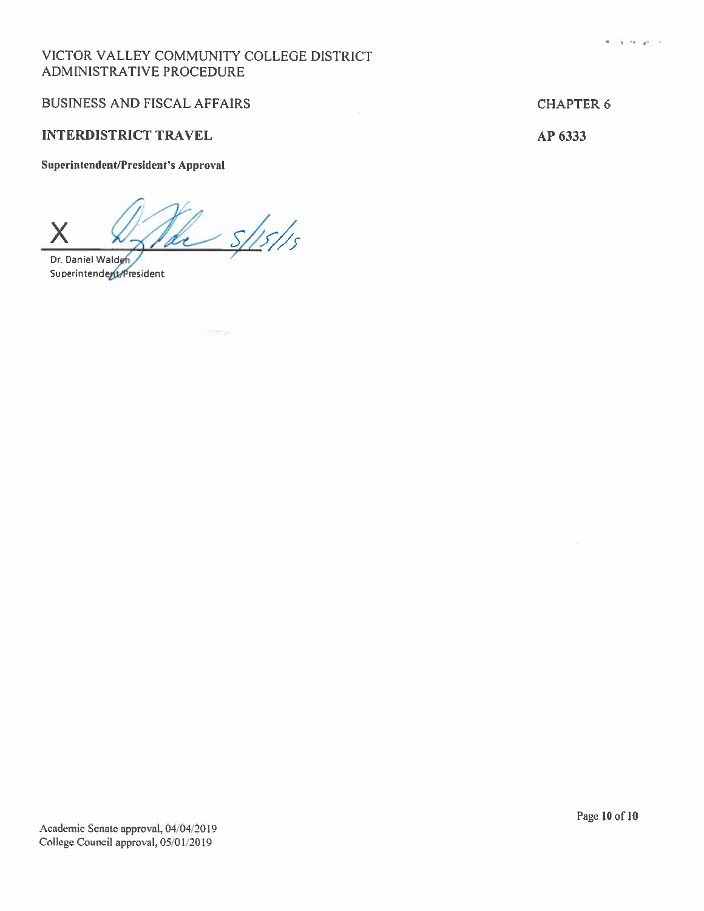VICTOR VALLEY COMMUNITY COLLEGE DISTRICT
ADMINISTRATIVE PROCEDURE

BUSINESS AND FISCAL AFFAIRS — CHAPTER 6

**INTERDISTRICT TRAVEL** — **AP 6333**

**Superintendent/President's Approval**

X 5/15/15

Dr. Daniel Walden
Superintendent/President

Academic Senate approval, 04/04/2019
College Council approval, 05/01/2019